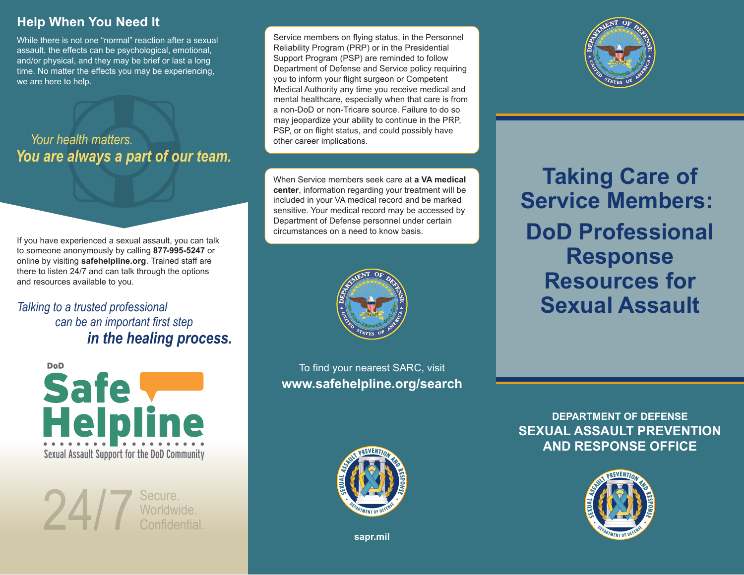## Help When You Need It

While there is not one "normal" reaction after a sexual assault, the effects can be psychological, emotional, and/or physical, and they may be brief or last a long time. No matter the effects you may be experiencing, we are here to help.

*Your health matters.*
***You are always a part of our team.***

If you have experienced a sexual assault, you can talk to someone anonymously by calling **877-995-5247** or online by visiting **safehelpline.org**. Trained staff are there to listen 24/7 and can talk through the options and resources available to you.

*Talking to a trusted professional can be an important first step* ***in the healing process.***

DoD **Safe Helpline**
Sexual Assault Support for the DoD Community

24/7 Secure. Worldwide. Confidential.

Service members on flying status, in the Personnel Reliability Program (PRP) or in the Presidential Support Program (PSP) are reminded to follow Department of Defense and Service policy requiring you to inform your flight surgeon or Competent Medical Authority any time you receive medical and mental healthcare, especially when that care is from a non-DoD or non-Tricare source. Failure to do so may jeopardize your ability to continue in the PRP, PSP, or on flight status, and could possibly have other career implications.

When Service members seek care at **a VA medical center**, information regarding your treatment will be included in your VA medical record and be marked sensitive. Your medical record may be accessed by Department of Defense personnel under certain circumstances on a need to know basis.

To find your nearest SARC, visit
**www.safehelpline.org/search**

**sapr.mil**

# Taking Care of Service Members: DoD Professional Response Resources for Sexual Assault

**DEPARTMENT OF DEFENSE**
**SEXUAL ASSAULT PREVENTION AND RESPONSE OFFICE**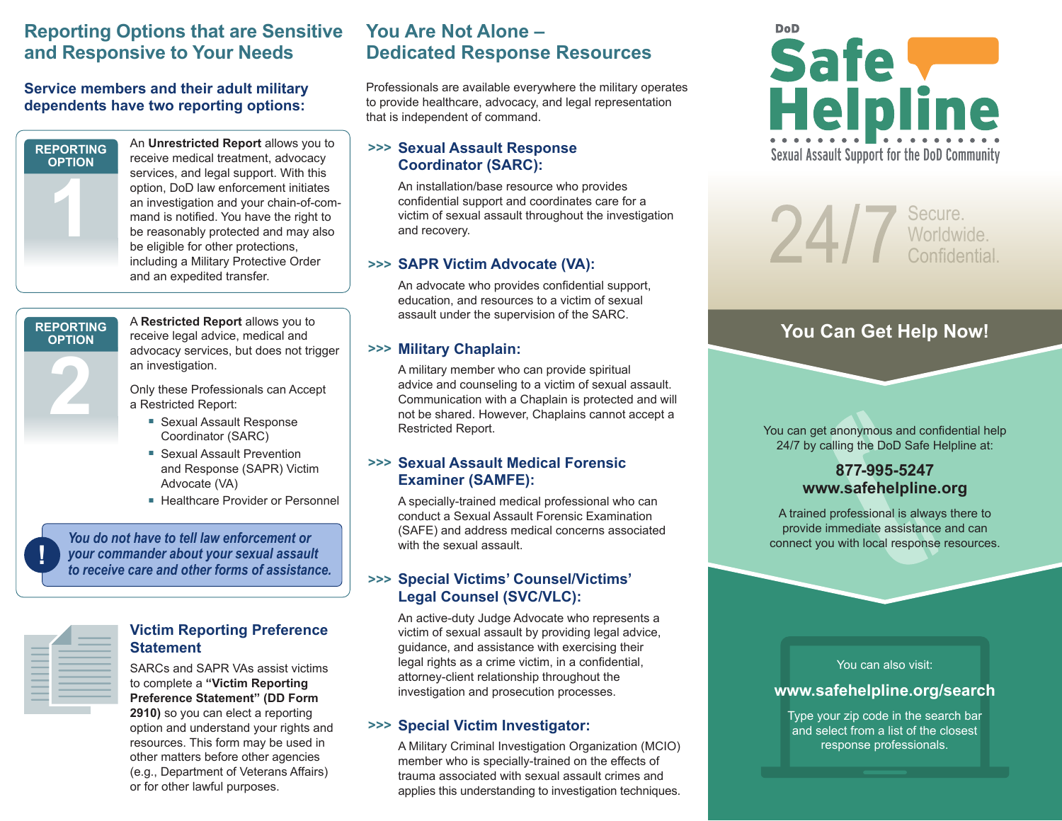## Reporting Options that are Sensitive and Responsive to Your Needs

### Service members and their adult military dependents have two reporting options:

**REPORTING OPTION 1**

An **Unrestricted Report** allows you to receive medical treatment, advocacy services, and legal support. With this option, DoD law enforcement initiates an investigation and your chain-of-command is notified. You have the right to be reasonably protected and may also be eligible for other protections, including a Military Protective Order and an expedited transfer.

**REPORTING OPTION 2**

A **Restricted Report** allows you to receive legal advice, medical and advocacy services, but does not trigger an investigation.

Only these Professionals can Accept a Restricted Report:

- Sexual Assault Response Coordinator (SARC)
- Sexual Assault Prevention and Response (SAPR) Victim Advocate (VA)
- Healthcare Provider or Personnel

**!** *You do not have to tell law enforcement or your commander about your sexual assault to receive care and other forms of assistance.*

### Victim Reporting Preference Statement

SARCs and SAPR VAs assist victims to complete a **"Victim Reporting Preference Statement" (DD Form 2910)** so you can elect a reporting option and understand your rights and resources. This form may be used in other matters before other agencies (e.g., Department of Veterans Affairs) or for other lawful purposes.

## You Are Not Alone – Dedicated Response Resources

Professionals are available everywhere the military operates to provide healthcare, advocacy, and legal representation that is independent of command.

### >>> Sexual Assault Response Coordinator (SARC):

An installation/base resource who provides confidential support and coordinates care for a victim of sexual assault throughout the investigation and recovery.

### >>> SAPR Victim Advocate (VA):

An advocate who provides confidential support, education, and resources to a victim of sexual assault under the supervision of the SARC.

### >>> Military Chaplain:

A military member who can provide spiritual advice and counseling to a victim of sexual assault. Communication with a Chaplain is protected and will not be shared. However, Chaplains cannot accept a Restricted Report.

### >>> Sexual Assault Medical Forensic Examiner (SAMFE):

A specially-trained medical professional who can conduct a Sexual Assault Forensic Examination (SAFE) and address medical concerns associated with the sexual assault.

### >>> Special Victims' Counsel/Victims' Legal Counsel (SVC/VLC):

An active-duty Judge Advocate who represents a victim of sexual assault by providing legal advice, guidance, and assistance with exercising their legal rights as a crime victim, in a confidential, attorney-client relationship throughout the investigation and prosecution processes.

### >>> Special Victim Investigator:

A Military Criminal Investigation Organization (MCIO) member who is specially-trained on the effects of trauma associated with sexual assault crimes and applies this understanding to investigation techniques.

# DoD Safe Helpline

Sexual Assault Support for the DoD Community

**24/7** Secure. Worldwide. Confidential.

## You Can Get Help Now!

You can get anonymous and confidential help 24/7 by calling the DoD Safe Helpline at:

**877-995-5247**
**www.safehelpline.org**

A trained professional is always there to provide immediate assistance and can connect you with local response resources.

You can also visit:

**www.safehelpline.org/search**

Type your zip code in the search bar and select from a list of the closest response professionals.